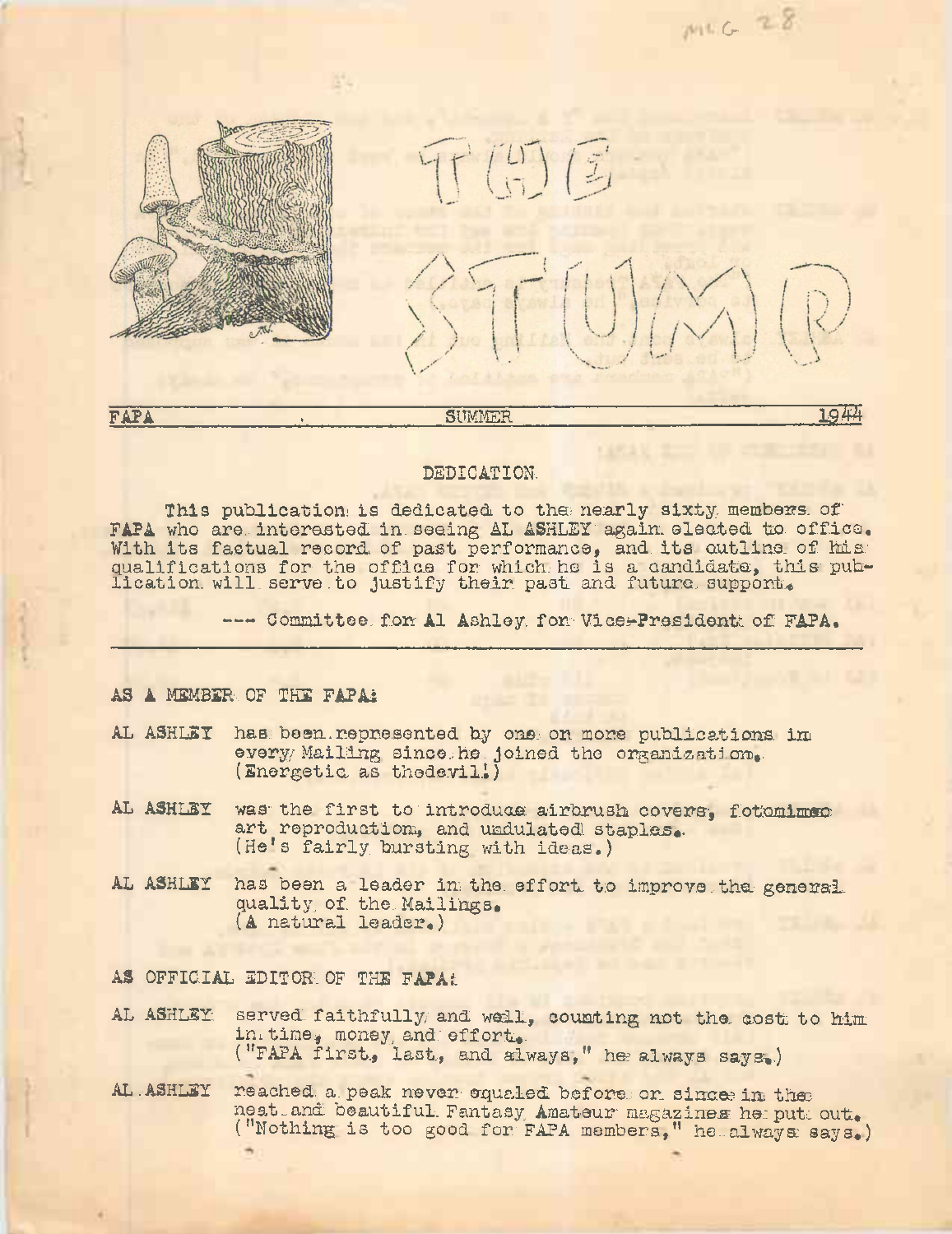# THE STUMP

FAPA SUMMER 1944

## DEDICATION

This publication is dedicated to the nearly sixty members of FAPA who are interested in seeing AL ASHLEY again elected to office. With its factual record of past performance, and its outline of his qualifications for the office for which he is a candidate, this publication will serve to justify their past and future support.

--- Committee for Al Ashley for Vice-President of FAPA.

---

### AS A MEMBER OF THE FAPA:

AL ASHLEY has been represented by one or more publications in every Mailing since he joined the organization. (Energetic as thedevil!)

AL ASHLEY was the first to introduce airbrush covers, fotomimeo art reproduction, and undulated staples. (He's fairly bursting with ideas.)

AL ASHLEY has been a leader in the effort to improve the general quality of the Mailings. (A natural leader.)

### AS OFFICIAL EDITOR OF THE FAPA:

AL ASHLEY served faithfully and well, counting not the cost to him in time, money and effort. ("FAPA first, last, and always," he always says.)

AL ASHLEY reached a peak never equaled before or since in the neat and beautiful Fantasy Amateur magazines he put out. ("Nothing is too good for FAPA members," he always says.)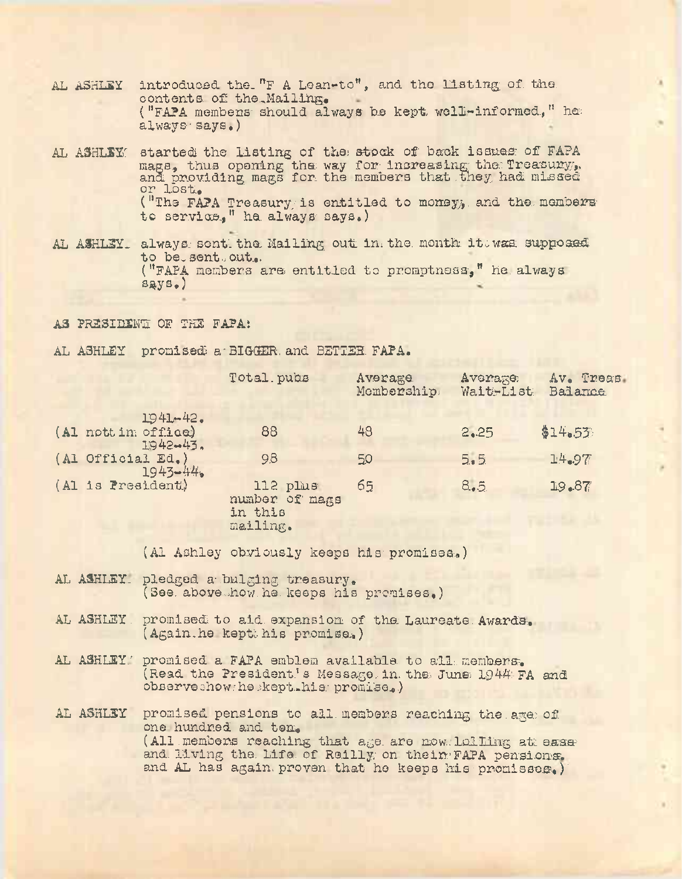AL ASHLEY introduced the "F A Lean-to", and the listing of the contents of the Mailing.
("FAPA members should always be kept well-informed," he always says.)

AL ASHLEY started the listing of the stock of back issues of FAPA mags, thus opening the way for increasing the Treasury, and providing mags for the members that they had missed or lost.
("The FAPA Treasury is entitled to money, and the members to service," he always says.)

AL ASHLEY always sent the Mailing out in the month it was supposed to be sent out.
("FAPA members are entitled to promptness," he always says.)

AS PRESIDENT OF THE FAPA:

AL ASHLEY promised a BIGGER and BETTER FAPA.

| | Total pubs | Average Membership | Average Wait-List | Av. Treas. Balance |
|---|---|---|---|---|
| 1941-42. (Al not in office) | 88 | 48 | 2.25 | $14.53 |
| 1942-43. (Al Official Ed.) | 98 | 50 | 5.5 | 14.97 |
| 1943-44. (Al is President) | 112 plus number of mags in this mailing. | 65 | 8.5 | 19.87 |

(Al Ashley obviously keeps his promises.)

AL ASHLEY pledged a bulging treasury.
(See above how he keeps his promises.)

AL ASHLEY promised to aid expansion of the Laureate Awards.
(Again he kept his promise.)

AL ASHLEY promised a FAPA emblem available to all members.
(Read the President's Message in the June 1944 FA and observe how he kept his promise.)

AL ASHLEY promised pensions to all members reaching the age of one hundred and ten.
(All members reaching that age are now lolling at ease and living the Life of Reilly on their FAPA pensions, and AL has again proven that he keeps his promises.)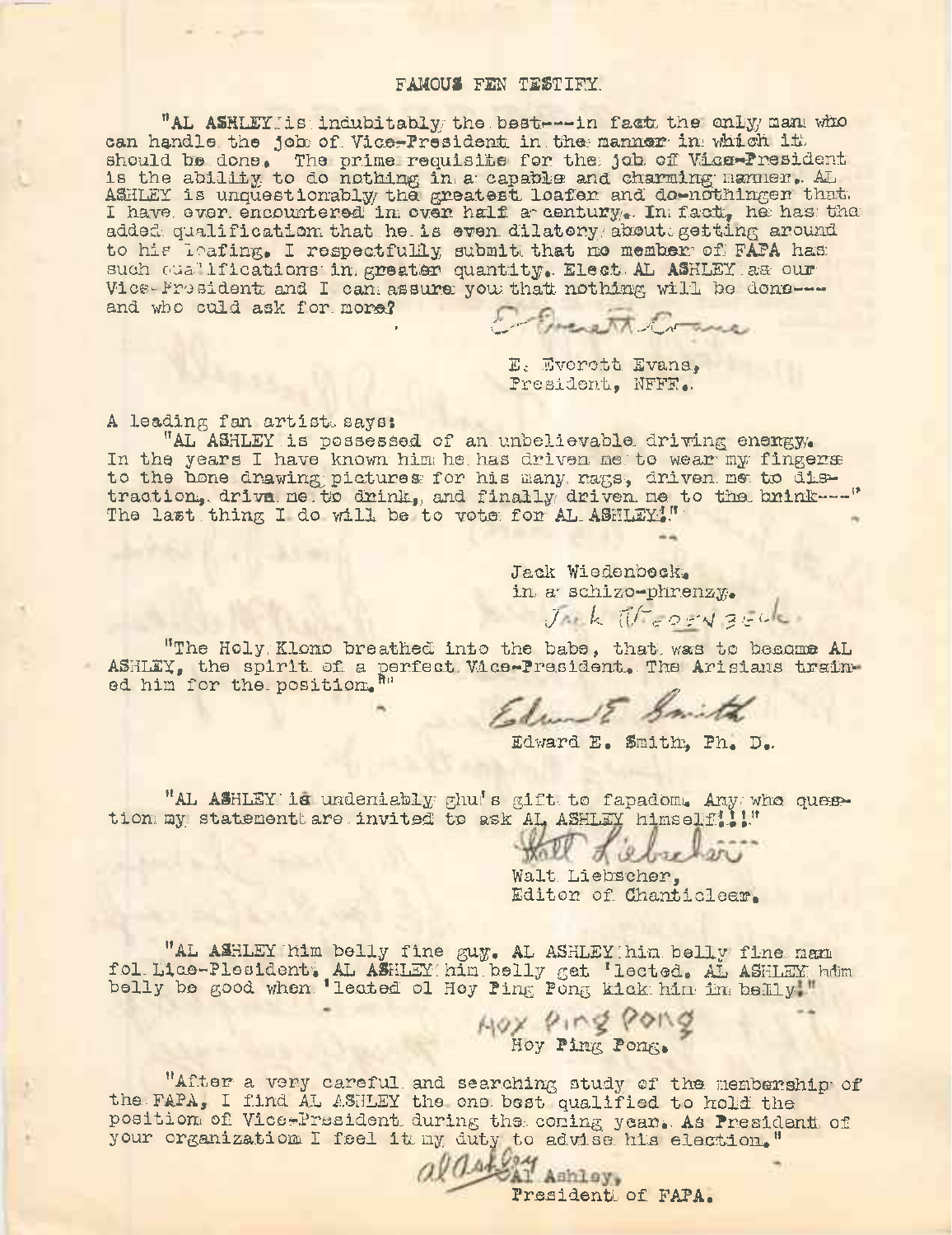FAMOUS FEN TESTIFY.

"AL ASHLEY is indubitably the best---in fact the only man who can handle the job of Vice-President in the manner in which it should be done. The prime requisite for the job of Vice-President is the ability to do nothing in a capable and charming manner. AL ASHLEY is unquestionably the greatest loafer and do-nothinger that I have ever encountered in over half a century. In fact, he has the added qualification that he is even dilatory about getting around to his loafing. I respectfully submit that no member of FAPA has such qualifications in greater quantity. Elect AL ASHLEY as our Vice-President and I can assure you that nothing will be done---and who culd ask for more?

E. Everett Evans

E. Everett Evans,
President, NFFF.

A leading fan artist says:

"AL ASHLEY is possessed of an unbelievable driving energy. In the years I have known him he has driven me to wear my fingers to the bone drawing pictures for his many rags, driven me to distraction, drive me to drink, and finally driven me to the brink---" The last thing I do will be to vote for AL ASHLEY!"

Jack Wiedenbeck,
in a schizo-phrenzy.
Jack Wiedenbeck

"The Holy Klono breathed into the babe, that was to become AL ASHLEY, the spirit of a perfect Vice-President. The Arisians trained him for the position.""

Edward E. Smith

Edward E. Smith, Ph. D.

"AL ASHLEY is undeniably ghu's gift to fapadom. Any who question my statementt are invited to ask AL ASHLEY himself!!!"

Walt Liebscher

Walt Liebscher,
Editor of Chanticleer.

"AL ASHLEY him belly fine guy. AL ASHLEY him belly fine man fol Lice-Plesident. AL ASHLEY him belly get 'lected. AL ASHLEY him belly be good when 'lected ol Hoy Ping Pong kick him in belly!"

Hoy Ping Pong

Hoy Ping Pong.

"After a very careful and searching study of the membership of the FAPA, I find AL ASHLEY the one best qualified to hold the position of Vice-President during the coming year. As President of your organization I feel it my duty to advise his election."

Al Ashley

Al Ashley,
President of FAPA.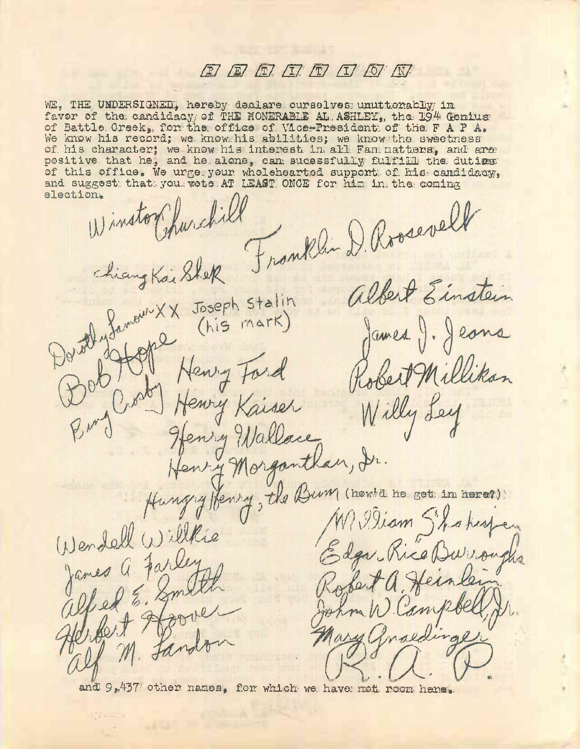# P E T I T I O N

WE, THE UNDERSIGNED, hereby declare ourselves unutterably in favor of the candidacy of THE HONERABLE AL ASHLEY, the 194 Genius of Battle Creek, for the office of Vice-President of the F A P A. We know his record; we know his abilities; we know the sweetness of his character; we know his interest in all Fan matters, and are positive that he, and he alone, can sucessfully fulfill the duties of this office. We urge your wholehearted support of his candidacy, and suggest that you vote AT LEAST ONCE for him in the coming election.

Winston Churchill
Franklin D. Roosevelt
Chiang Kai Shek
Albert Einstein
Dorothy Lamour
XX Joseph Stalin (his mark)
James J. Jeans
Bob Hope
Henry Ford
Robert Millikan
Bing Crosby
Henry Kaiser
Willy Ley
Henry Wallace
Henry Morganthau, Jr.
Hungry Henry, the Bum (how'd he get in here?)
William Shakespeare
Wendell Willkie
Edgar Rice Burroughs
James A. Farley
Robert A. Heinlein
Alfred E. Smith
John W. Campbell, Jr.
Herbert Hoover
Mary Gnaedinger
Alf M. Landon
R. A. P.

and 9,437 other names, for which we have not room here.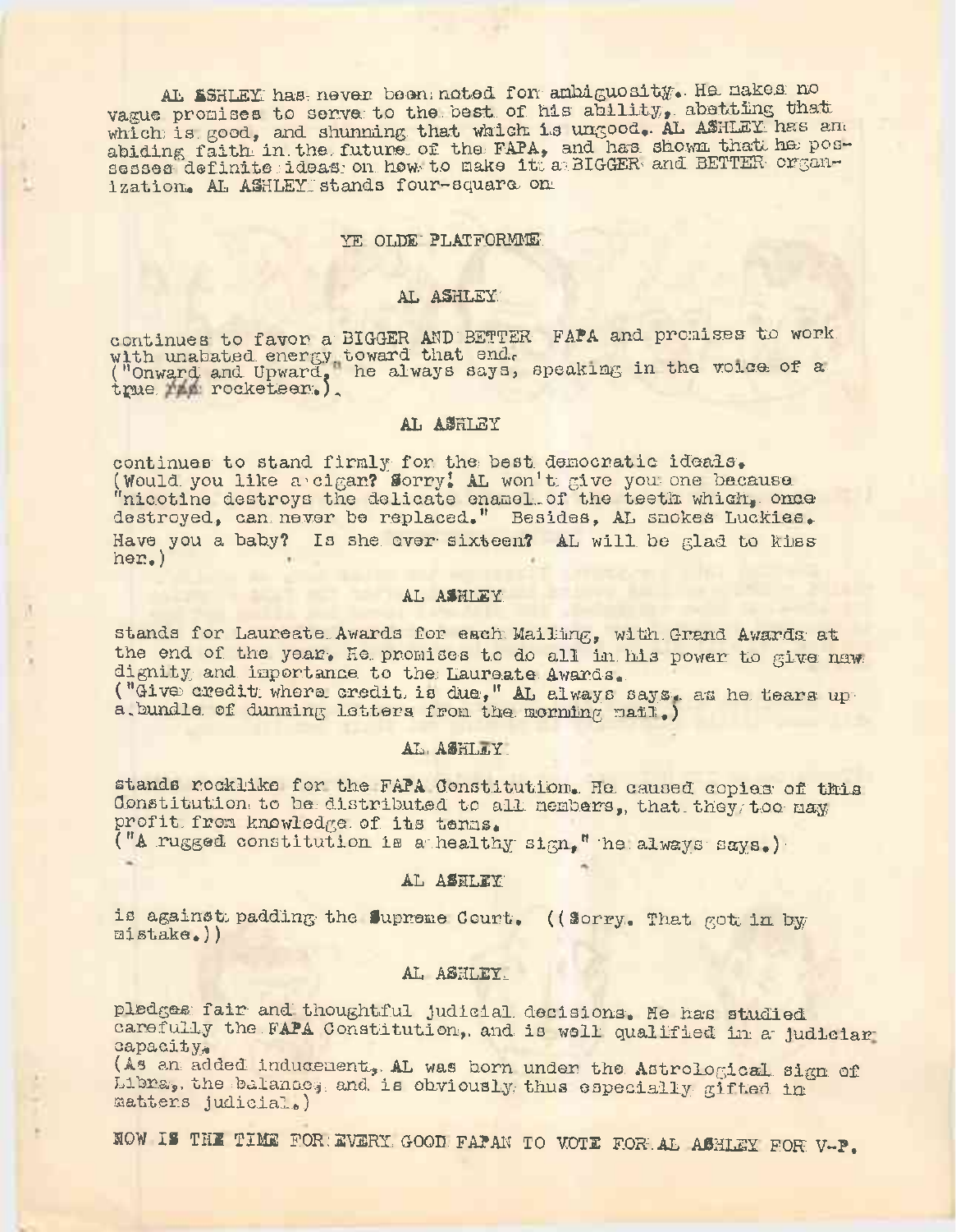AL ASHLEY has never been noted for ambiguosity. He makes no vague promises to serve to the best of his ability, abetting that which is good, and shunning that which is ungood. AL ASHLEY has an abiding faith in the future of the FAPA, and has shown that he possesses definite ideas on how to make it a BIGGER and BETTER organization. AL ASHLEY stands four-square on

## YE OLDE PLATFORMME

### AL ASHLEY

continues to favor a BIGGER AND BETTER FAPA and promises to work with unabated energy toward that end. ("Onward and Upward," he always says, speaking in the voice of a true ~~FAA~~ rocketeer.)

### AL ASHLEY

continues to stand firmly for the best democratic ideals. (Would you like a cigar? Sorry! AL won't give you one because "nicotine destroys the delicate enamel of the teeth which, once destroyed, can never be replaced." Besides, AL smokes Luckies. Have you a baby? Is she over sixteen? AL will be glad to kiss her.)

### AL ASHLEY

stands for Laureate Awards for each Mailing, with Grand Awards at the end of the year. He promises to do all in his power to give new dignity and importance to the Laureate Awards. ("Give credit where credit is due," AL always says, as he tears up a bundle of dunning letters from the morning mail.)

### AL ASHLEY

stands rocklike for the FAPA Constitution. He caused copies of this Constitution to be distributed to all members, that they too may profit from knowledge of its terms. ("A rugged constitution is a healthy sign," he always says.)

### AL ASHLEY

is against padding the Supreme Court. ((Sorry. That got in by mistake.))

### AL ASHLEY

pledges fair and thoughtful judicial decisions. He has studied carefully the FAPA Constitution, and is well qualified in a judicial capacity. (As an added inducement, AL was born under the Astrological sign of Libra, the balance, and is obviously thus especially gifted in matters judicial.)

NOW IS THE TIME FOR EVERY GOOD FAPAN TO VOTE FOR AL ASHLEY FOR V-P.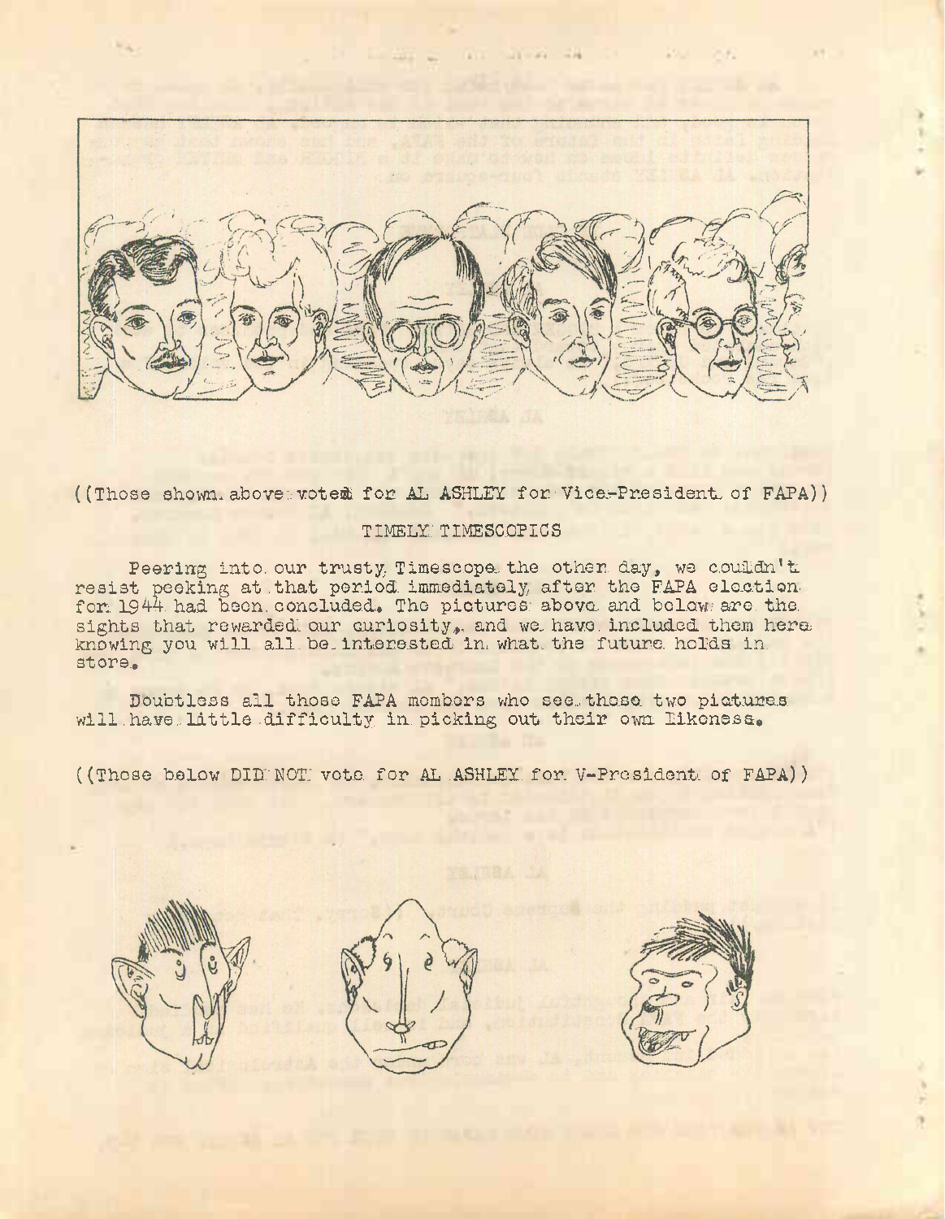((Those shown above voted for AL ASHLEY for Vice-President of FAPA))

TIMELY TIMESCOPICS

Peering into our trusty Timescope the other day, we couldn't resist peeking at that period immediately after the FAPA election for 1944 had been concluded. The pictures above and below are the sights that rewarded our curiosity, and we have included them here knowing you will all be interested in what the future holds in store.

Doubtless all those FAPA members who see those two pictures will have little difficulty in picking out their own likeness.

((Those below DID NOT vote for AL ASHLEY for V-President of FAPA))